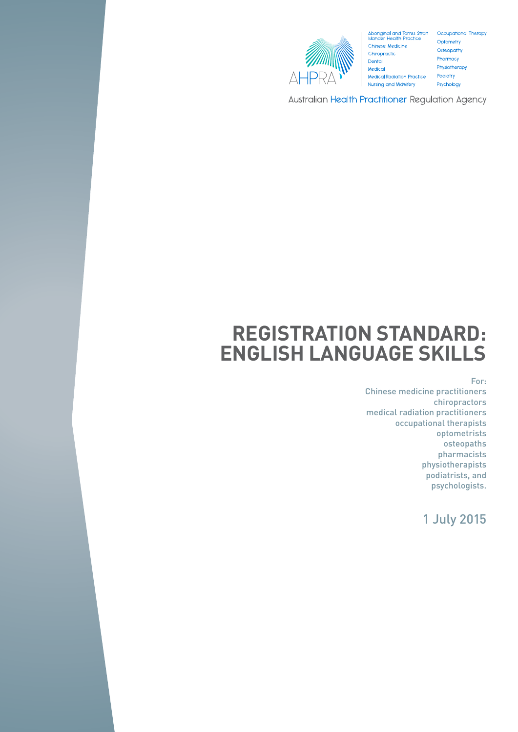Aboriginal and Torres Strait Islander Health Practice
Chinese Medicine
Chiropractic
Dental
Medical
Medical Radiation Practice
Nursing and Midwifery
Occupational Therapy
Optometry
Osteopathy
Pharmacy
Physiotherapy
Podiatry
Psychology

Australian Health Practitioner Regulation Agency

# REGISTRATION STANDARD: ENGLISH LANGUAGE SKILLS

For:
Chinese medicine practitioners
chiropractors
medical radiation practitioners
occupational therapists
optometrists
osteopaths
pharmacists
physiotherapists
podiatrists, and
psychologists.

1 July 2015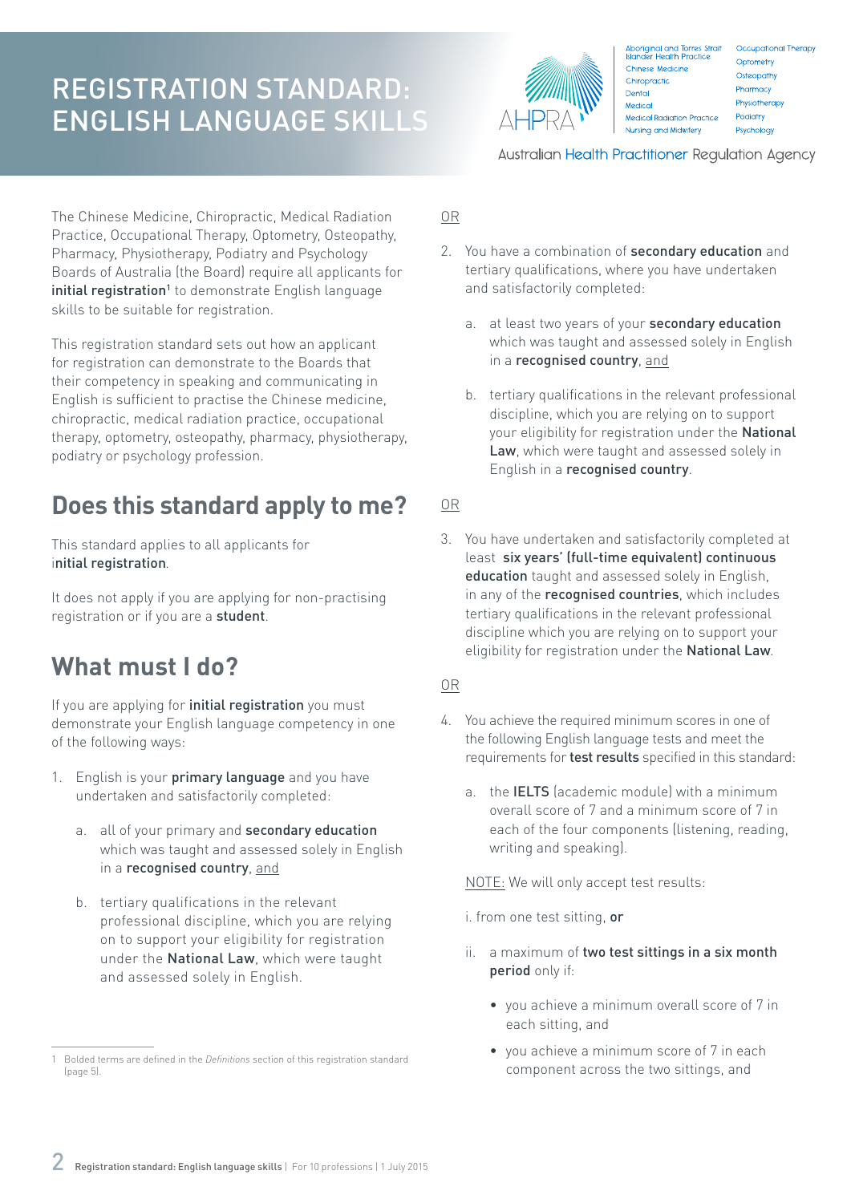# REGISTRATION STANDARD: ENGLISH LANGUAGE SKILLS

The Chinese Medicine, Chiropractic, Medical Radiation Practice, Occupational Therapy, Optometry, Osteopathy, Pharmacy, Physiotherapy, Podiatry and Psychology Boards of Australia (the Board) require all applicants for **initial registration**[1] to demonstrate English language skills to be suitable for registration.

This registration standard sets out how an applicant for registration can demonstrate to the Boards that their competency in speaking and communicating in English is sufficient to practise the Chinese medicine, chiropractic, medical radiation practice, occupational therapy, optometry, osteopathy, pharmacy, physiotherapy, podiatry or psychology profession.

## Does this standard apply to me?

This standard applies to all applicants for **initial registration**.

It does not apply if you are applying for non-practising registration or if you are a **student**.

## What must I do?

If you are applying for **initial registration** you must demonstrate your English language competency in one of the following ways:

1. English is your **primary language** and you have undertaken and satisfactorily completed:

   a. all of your primary and **secondary education** which was taught and assessed solely in English in a **recognised country**, and

   b. tertiary qualifications in the relevant professional discipline, which you are relying on to support your eligibility for registration under the **National Law**, which were taught and assessed solely in English.

OR

2. You have a combination of **secondary education** and tertiary qualifications, where you have undertaken and satisfactorily completed:

   a. at least two years of your **secondary education** which was taught and assessed solely in English in a **recognised country**, and

   b. tertiary qualifications in the relevant professional discipline, which you are relying on to support your eligibility for registration under the **National Law**, which were taught and assessed solely in English in a **recognised country**.

OR

3. You have undertaken and satisfactorily completed at least **six years' (full-time equivalent) continuous education** taught and assessed solely in English, in any of the **recognised countries**, which includes tertiary qualifications in the relevant professional discipline which you are relying on to support your eligibility for registration under the **National Law**.

OR

4. You achieve the required minimum scores in one of the following English language tests and meet the requirements for **test results** specified in this standard:

   a. the **IELTS** (academic module) with a minimum overall score of 7 and a minimum score of 7 in each of the four components (listening, reading, writing and speaking).

   NOTE: We will only accept test results:

   i. from one test sitting, **or**

   ii. a maximum of **two test sittings in a six month period** only if:

   - you achieve a minimum overall score of 7 in each sitting, and
   - you achieve a minimum score of 7 in each component across the two sittings, and

---

[1] Bolded terms are defined in the *Definitions* section of this registration standard (page 5).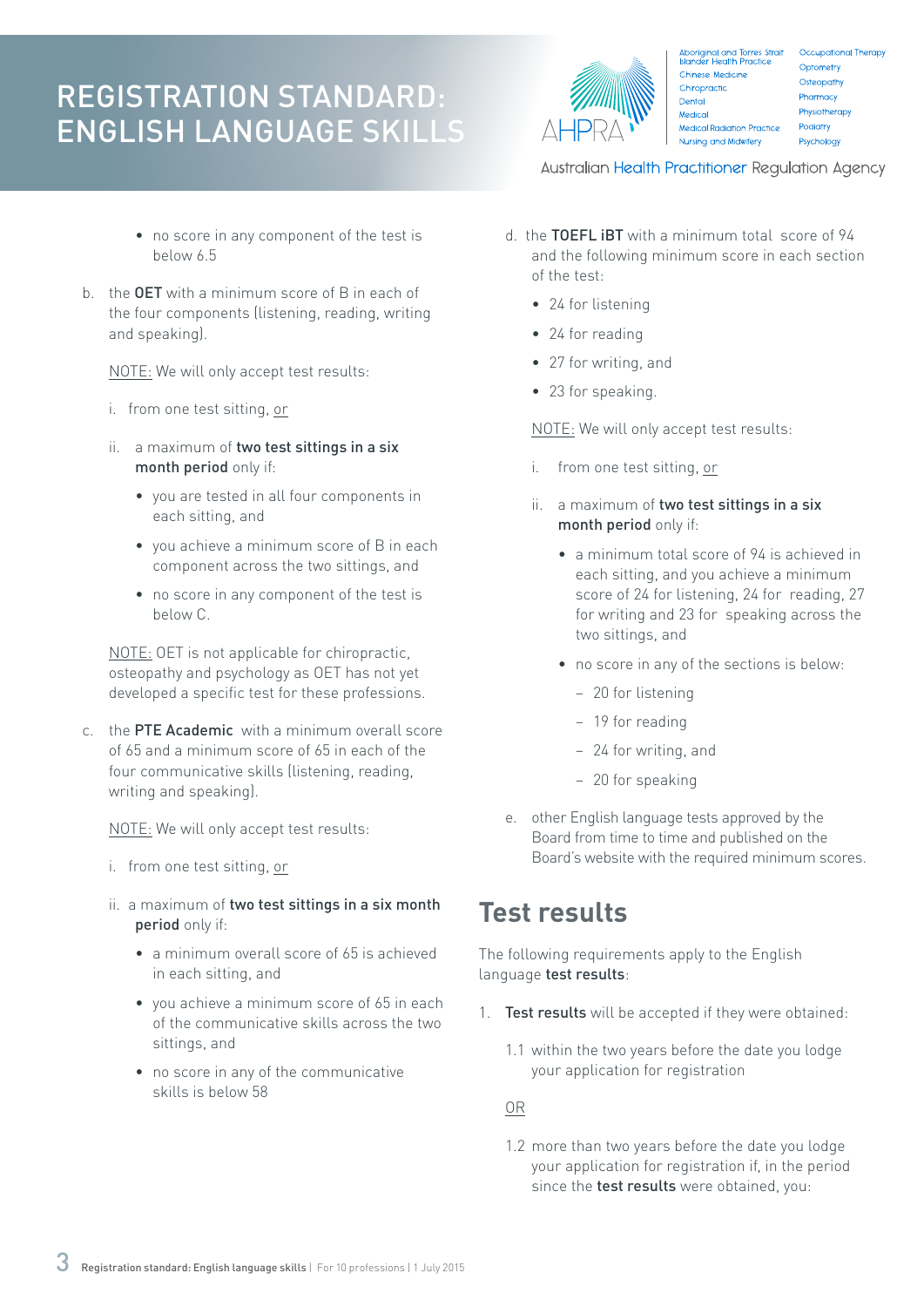- no score in any component of the test is below 6.5

b. the **OET** with a minimum score of B in each of the four components (listening, reading, writing and speaking).

   NOTE: We will only accept test results:

   i. from one test sitting, or

   ii. a maximum of **two test sittings in a six month period** only if:

   - you are tested in all four components in each sitting, and
   - you achieve a minimum score of B in each component across the two sittings, and
   - no score in any component of the test is below C.

   NOTE: OET is not applicable for chiropractic, osteopathy and psychology as OET has not yet developed a specific test for these professions.

c. the **PTE Academic** with a minimum overall score of 65 and a minimum score of 65 in each of the four communicative skills (listening, reading, writing and speaking).

   NOTE: We will only accept test results:

   i. from one test sitting, or

   ii. a maximum of **two test sittings in a six month period** only if:

   - a minimum overall score of 65 is achieved in each sitting, and
   - you achieve a minimum score of 65 in each of the communicative skills across the two sittings, and
   - no score in any of the communicative skills is below 58

d. the **TOEFL iBT** with a minimum total score of 94 and the following minimum score in each section of the test:

   - 24 for listening
   - 24 for reading
   - 27 for writing, and
   - 23 for speaking.

   NOTE: We will only accept test results:

   i. from one test sitting, or

   ii. a maximum of **two test sittings in a six month period** only if:

   - a minimum total score of 94 is achieved in each sitting, and you achieve a minimum score of 24 for listening, 24 for reading, 27 for writing and 23 for speaking across the two sittings, and
   - no score in any of the sections is below:
     - 20 for listening
     - 19 for reading
     - 24 for writing, and
     - 20 for speaking

e. other English language tests approved by the Board from time to time and published on the Board's website with the required minimum scores.

## Test results

The following requirements apply to the English language **test results**:

1. **Test results** will be accepted if they were obtained:

   1.1 within the two years before the date you lodge your application for registration

   OR

   1.2 more than two years before the date you lodge your application for registration if, in the period since the **test results** were obtained, you: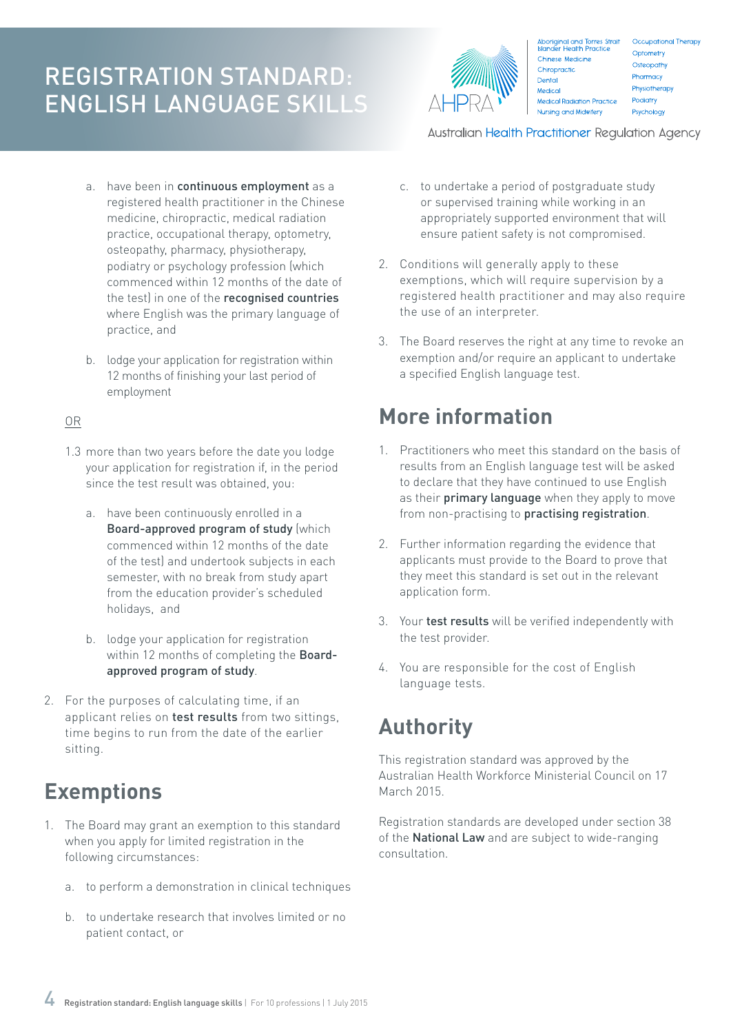a. have been in **continuous employment** as a registered health practitioner in the Chinese medicine, chiropractic, medical radiation practice, occupational therapy, optometry, osteopathy, pharmacy, physiotherapy, podiatry or psychology profession (which commenced within 12 months of the date of the test) in one of the **recognised countries** where English was the primary language of practice, and

b. lodge your application for registration within 12 months of finishing your last period of employment

OR

1.3 more than two years before the date you lodge your application for registration if, in the period since the test result was obtained, you:

a. have been continuously enrolled in a **Board-approved program of study** (which commenced within 12 months of the date of the test) and undertook subjects in each semester, with no break from study apart from the education provider's scheduled holidays, and

b. lodge your application for registration within 12 months of completing the **Board-approved program of study**.

2. For the purposes of calculating time, if an applicant relies on **test results** from two sittings, time begins to run from the date of the earlier sitting.

## Exemptions

1. The Board may grant an exemption to this standard when you apply for limited registration in the following circumstances:

   a. to perform a demonstration in clinical techniques

   b. to undertake research that involves limited or no patient contact, or

   c. to undertake a period of postgraduate study or supervised training while working in an appropriately supported environment that will ensure patient safety is not compromised.

2. Conditions will generally apply to these exemptions, which will require supervision by a registered health practitioner and may also require the use of an interpreter.

3. The Board reserves the right at any time to revoke an exemption and/or require an applicant to undertake a specified English language test.

## More information

1. Practitioners who meet this standard on the basis of results from an English language test will be asked to declare that they have continued to use English as their **primary language** when they apply to move from non-practising to **practising registration**.

2. Further information regarding the evidence that applicants must provide to the Board to prove that they meet this standard is set out in the relevant application form.

3. Your **test results** will be verified independently with the test provider.

4. You are responsible for the cost of English language tests.

## Authority

This registration standard was approved by the Australian Health Workforce Ministerial Council on 17 March 2015.

Registration standards are developed under section 38 of the **National Law** and are subject to wide-ranging consultation.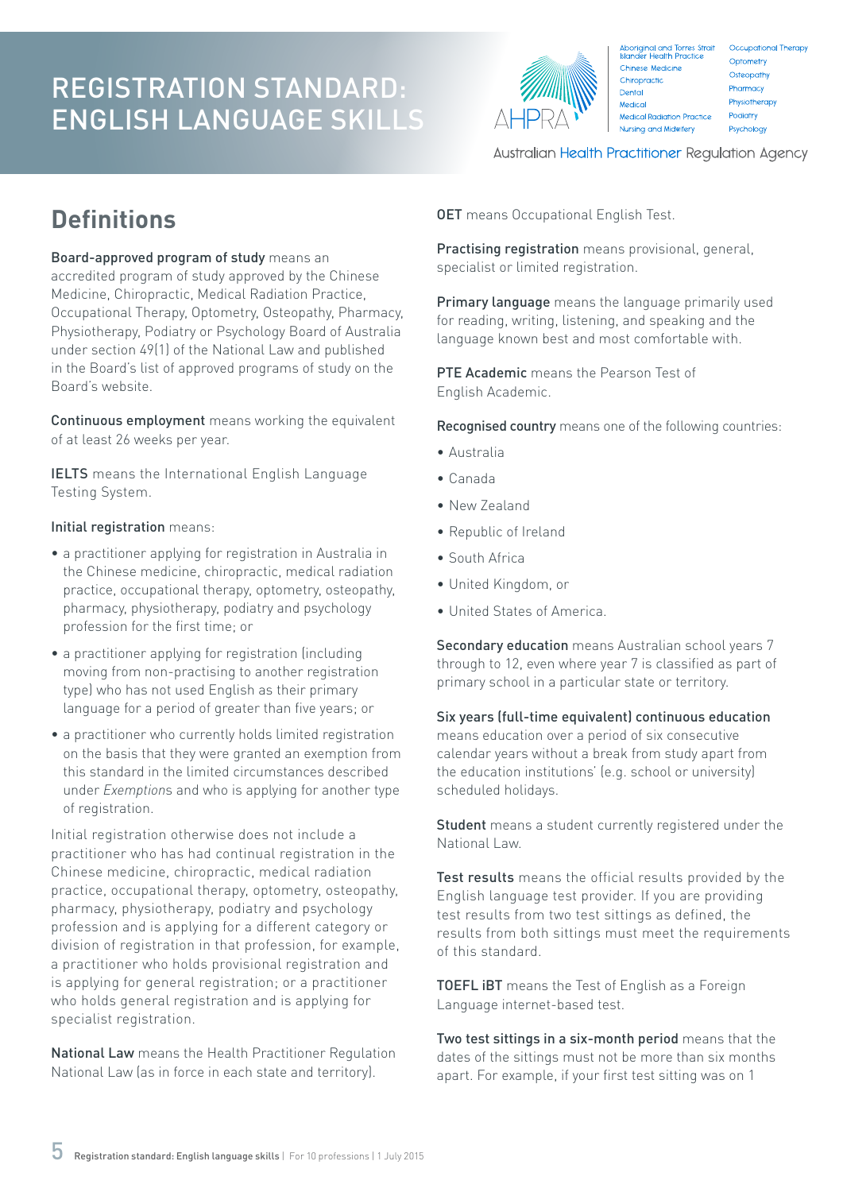## Definitions

**Board-approved program of study** means an accredited program of study approved by the Chinese Medicine, Chiropractic, Medical Radiation Practice, Occupational Therapy, Optometry, Osteopathy, Pharmacy, Physiotherapy, Podiatry or Psychology Board of Australia under section 49(1) of the National Law and published in the Board's list of approved programs of study on the Board's website.

**Continuous employment** means working the equivalent of at least 26 weeks per year.

**IELTS** means the International English Language Testing System.

**Initial registration** means:

- a practitioner applying for registration in Australia in the Chinese medicine, chiropractic, medical radiation practice, occupational therapy, optometry, osteopathy, pharmacy, physiotherapy, podiatry and psychology profession for the first time; or
- a practitioner applying for registration (including moving from non-practising to another registration type) who has not used English as their primary language for a period of greater than five years; or
- a practitioner who currently holds limited registration on the basis that they were granted an exemption from this standard in the limited circumstances described under *Exemptions* and who is applying for another type of registration.

Initial registration otherwise does not include a practitioner who has had continual registration in the Chinese medicine, chiropractic, medical radiation practice, occupational therapy, optometry, osteopathy, pharmacy, physiotherapy, podiatry and psychology profession and is applying for a different category or division of registration in that profession, for example, a practitioner who holds provisional registration and is applying for general registration; or a practitioner who holds general registration and is applying for specialist registration.

**National Law** means the Health Practitioner Regulation National Law (as in force in each state and territory).

**OET** means Occupational English Test.

**Practising registration** means provisional, general, specialist or limited registration.

**Primary language** means the language primarily used for reading, writing, listening, and speaking and the language known best and most comfortable with.

**PTE Academic** means the Pearson Test of English Academic.

**Recognised country** means one of the following countries:

- Australia
- Canada
- New Zealand
- Republic of Ireland
- South Africa
- United Kingdom, or
- United States of America.

**Secondary education** means Australian school years 7 through to 12, even where year 7 is classified as part of primary school in a particular state or territory.

**Six years (full-time equivalent) continuous education** means education over a period of six consecutive calendar years without a break from study apart from the education institutions' (e.g. school or university) scheduled holidays.

**Student** means a student currently registered under the National Law.

**Test results** means the official results provided by the English language test provider. If you are providing test results from two test sittings as defined, the results from both sittings must meet the requirements of this standard.

**TOEFL iBT** means the Test of English as a Foreign Language internet-based test.

**Two test sittings in a six-month period** means that the dates of the sittings must not be more than six months apart. For example, if your first test sitting was on 1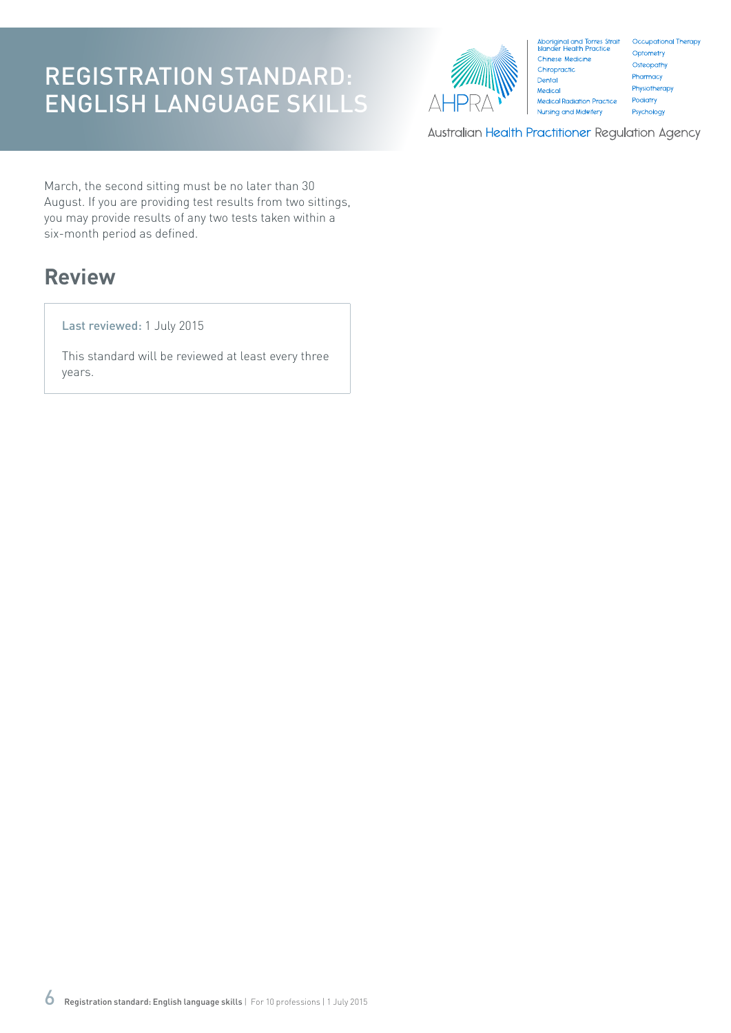March, the second sitting must be no later than 30 August. If you are providing test results from two sittings, you may provide results of any two tests taken within a six-month period as defined.

## Review

Last reviewed: 1 July 2015

This standard will be reviewed at least every three years.